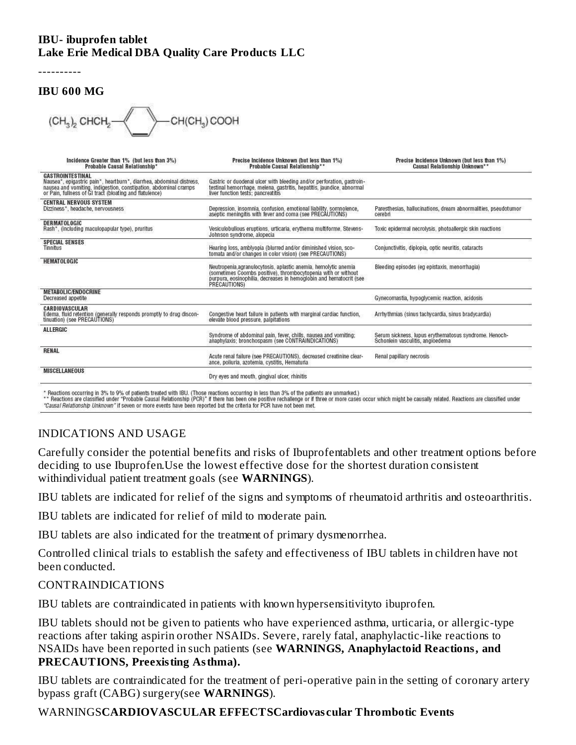**IBU- ibuprofen tablet**
**Lake Erie Medical DBA Quality Care Products LLC**

----------

### IBU 600 MG

$(CH_3)_2CHCH_2$—C₆H₄—$CH(CH_3)COOH$

| Incidence Greater than 1% (but less than 3%) Probable Causal Relationship* | Precise Incidence Unknown (but less than 1%) Probable Causal Relationship** | Precise Incidence Unknown (but less than 1%) Causal Relationship Unknown** |
|---|---|---|
| **GASTROINTESTINAL** Nausea*, epigastric pain*, heartburn*, diarrhea, abdominal distress, nausea and vomiting, indigestion, constipation, abdominal cramps or Pain, fullness of GI tract (bloating and flatulence) | Gastric or duodenal ulcer with bleeding and/or perforation, gastrointestinal hemorrhage, melena, gastritis, hepatitis, jaundice, abnormal liver function tests; pancreatitis | |
| **CENTRAL NERVOUS SYSTEM** Dizziness*, headache, nervousness | Depression, insomnia, confusion, emotional liability, somnolence, aseptic meningitis with fever and coma (see PRECAUTIONS) | Paresthesias, hallucinations, dream abnormalities, pseudotumor cerebri |
| **DERMATOLOGIC** Rash*, (including maculopapular type), pruritus | Vesiculobullous eruptions, urticaria, erythema multiforme, Stevens-Johnson syndrome, alopecia | Toxic epidermal necrolysis, photoallergic skin reactions |
| **SPECIAL SENSES** Tinnitus | Hearing loss, amblyopia (blurred and/or diminished vision, scotomata and/or changes in color vision) (see PRECAUTIONS) | Conjunctivitis, diplopia, optic neuritis, cataracts |
| **HEMATOLOGIC** | Neutropenia,agranulocytosis, aplastic anemia, hemolytic anemia (sometimes Coombs positive), thrombocytopenia with or without purpura, eosinophilia, decreases in hemoglobin and hematocrit (see PRECAUTIONS) | Bleeding episodes (eg epistaxis, menorrhagia) |
| **METABOLIC/ENDOCRINE** Decreased appetite | | Gynecomastia, hypoglycemic reaction, acidosis |
| **CARDIOVASCULAR** Edema, fluid retention (generally responds promptly to drug discontinuation) (see PRECAUTIONS) | Congestive heart failure in patients with marginal cardiac function, elevate blood pressure, palpitations | Arrhythmias (sinus tachycardia, sinus bradycardia) |
| **ALLERGIC** | Syndrome of abdominal pain, fever, chills, nausea and vomiting; anaphylaxis; bronchospasm (see CONTRAINDICATIONS) | Serum sickness, lupus erythematosus syndrome. Henoch-Schonlein vasculitis, angioedema |
| **RENAL** | Acute renal failure (see PRECAUTIONS), decreased creatinine clearance, poliuria, azotemia, cystitis, Hematuria | Renal papillary necrosis |
| **MISCELLANEOUS** | Dry eyes and mouth, gingival ulcer, rhinitis | |

\* Reactions occurring in 3% to 9% of patients treated with IBU. (Those reactions occurring in less than 3% of the patients are unmarked.)
\*\* Reactions are classified under "Probable Causal Relationship (PCR)" if there has been one positive rechallenge or if three or more cases occur which might be causally related. Reactions are classified under *"Causal Relationship Unknown"* if seven or more events have been reported but the criteria for PCR have not been met.

## INDICATIONS AND USAGE

Carefully consider the potential benefits and risks of Ibuprofentablets and other treatment options before deciding to use Ibuprofen.Use the lowest effective dose for the shortest duration consistent withindividual patient treatment goals (see **WARNINGS**).

IBU tablets are indicated for relief of the signs and symptoms of rheumatoid arthritis and osteoarthritis.

IBU tablets are indicated for relief of mild to moderate pain.

IBU tablets are also indicated for the treatment of primary dysmenorrhea.

Controlled clinical trials to establish the safety and effectiveness of IBU tablets in children have not been conducted.

## CONTRAINDICATIONS

IBU tablets are contraindicated in patients with known hypersensitivityto ibuprofen.

IBU tablets should not be given to patients who have experienced asthma, urticaria, or allergic-type reactions after taking aspirin orother NSAIDs. Severe, rarely fatal, anaphylactic-like reactions to NSAIDs have been reported in such patients (see **WARNINGS, Anaphylactoid Reactions, and PRECAUTIONS, Preexisting Asthma).**

IBU tablets are contraindicated for the treatment of peri-operative pain in the setting of coronary artery bypass graft (CABG) surgery(see **WARNINGS**).

## WARNINGS**CARDIOVASCULAR EFFECTSCardiovascular Thrombotic Events**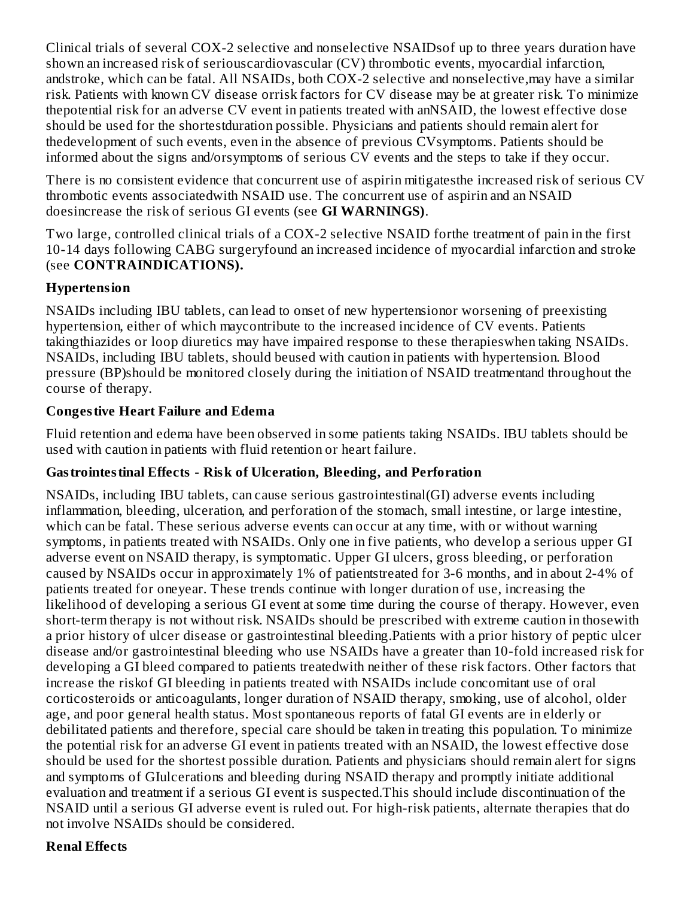Clinical trials of several COX-2 selective and nonselective NSAIDsof up to three years duration have shown an increased risk of seriouscardiovascular (CV) thrombotic events, myocardial infarction, andstroke, which can be fatal. All NSAIDs, both COX-2 selective and nonselective,may have a similar risk. Patients with known CV disease orrisk factors for CV disease may be at greater risk. To minimize thepotential risk for an adverse CV event in patients treated with anNSAID, the lowest effective dose should be used for the shortestduration possible. Physicians and patients should remain alert for thedevelopment of such events, even in the absence of previous CVsymptoms. Patients should be informed about the signs and/orsymptoms of serious CV events and the steps to take if they occur.

There is no consistent evidence that concurrent use of aspirin mitigatesthe increased risk of serious CV thrombotic events associatedwith NSAID use. The concurrent use of aspirin and an NSAID doesincrease the risk of serious GI events (see **GI WARNINGS)**.

Two large, controlled clinical trials of a COX-2 selective NSAID forthe treatment of pain in the first 10-14 days following CABG surgeryfound an increased incidence of myocardial infarction and stroke (see **CONTRAINDICATIONS).**

### Hypertension

NSAIDs including IBU tablets, can lead to onset of new hypertensionor worsening of preexisting hypertension, either of which maycontribute to the increased incidence of CV events. Patients takingthiazides or loop diuretics may have impaired response to these therapieswhen taking NSAIDs. NSAIDs, including IBU tablets, should beused with caution in patients with hypertension. Blood pressure (BP)should be monitored closely during the initiation of NSAID treatmentand throughout the course of therapy.

### Congestive Heart Failure and Edema

Fluid retention and edema have been observed in some patients taking NSAIDs. IBU tablets should be used with caution in patients with fluid retention or heart failure.

### Gastrointestinal Effects - Risk of Ulceration, Bleeding, and Perforation

NSAIDs, including IBU tablets, can cause serious gastrointestinal(GI) adverse events including inflammation, bleeding, ulceration, and perforation of the stomach, small intestine, or large intestine, which can be fatal. These serious adverse events can occur at any time, with or without warning symptoms, in patients treated with NSAIDs. Only one in five patients, who develop a serious upper GI adverse event on NSAID therapy, is symptomatic. Upper GI ulcers, gross bleeding, or perforation caused by NSAIDs occur in approximately 1% of patientstreated for 3-6 months, and in about 2-4% of patients treated for oneyear. These trends continue with longer duration of use, increasing the likelihood of developing a serious GI event at some time during the course of therapy. However, even short-term therapy is not without risk. NSAIDs should be prescribed with extreme caution in thosewith a prior history of ulcer disease or gastrointestinal bleeding.Patients with a prior history of peptic ulcer disease and/or gastrointestinal bleeding who use NSAIDs have a greater than 10-fold increased risk for developing a GI bleed compared to patients treatedwith neither of these risk factors. Other factors that increase the riskof GI bleeding in patients treated with NSAIDs include concomitant use of oral corticosteroids or anticoagulants, longer duration of NSAID therapy, smoking, use of alcohol, older age, and poor general health status. Most spontaneous reports of fatal GI events are in elderly or debilitated patients and therefore, special care should be taken in treating this population. To minimize the potential risk for an adverse GI event in patients treated with an NSAID, the lowest effective dose should be used for the shortest possible duration. Patients and physicians should remain alert for signs and symptoms of GIulcerations and bleeding during NSAID therapy and promptly initiate additional evaluation and treatment if a serious GI event is suspected.This should include discontinuation of the NSAID until a serious GI adverse event is ruled out. For high-risk patients, alternate therapies that do not involve NSAIDs should be considered.

### Renal Effects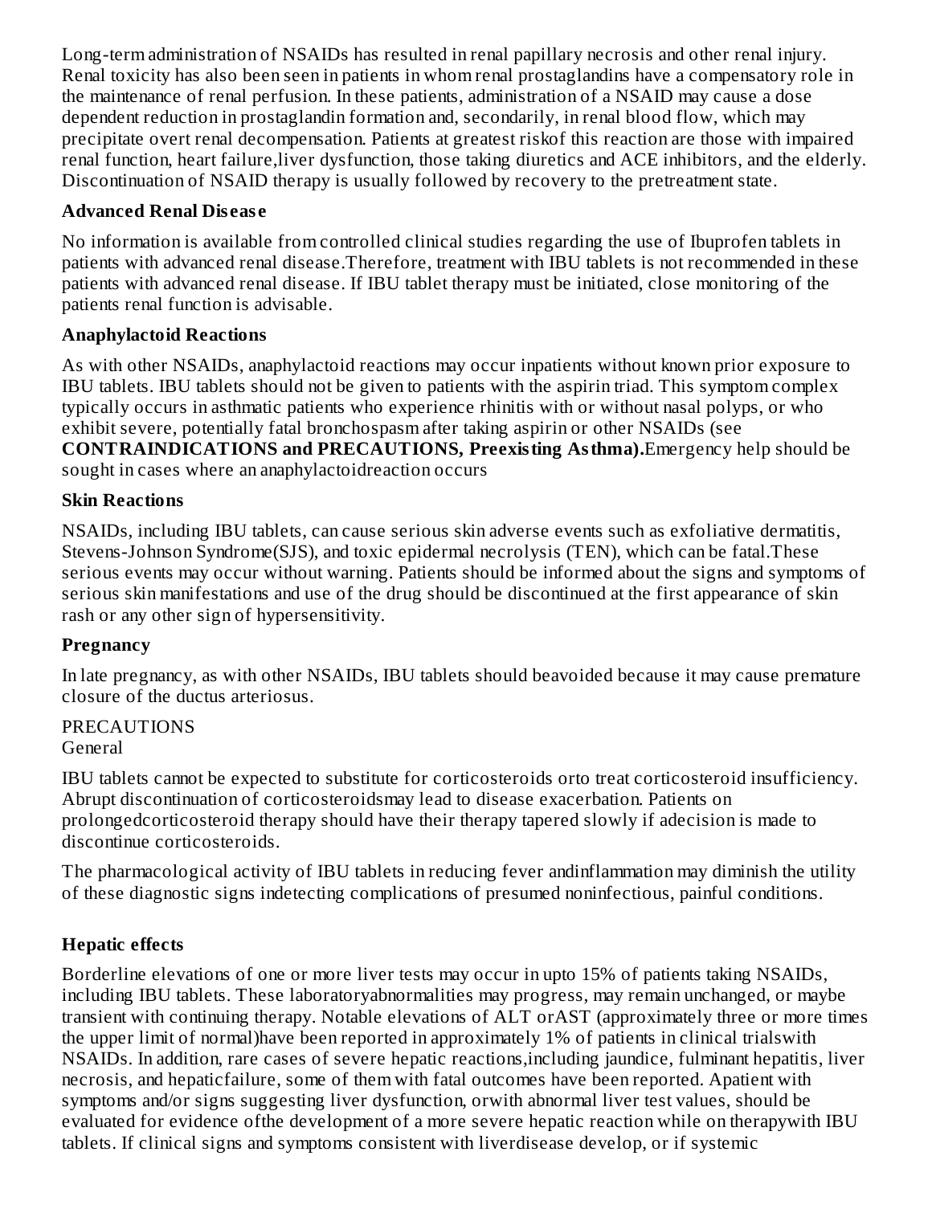Long-term administration of NSAIDs has resulted in renal papillary necrosis and other renal injury. Renal toxicity has also been seen in patients in whom renal prostaglandins have a compensatory role in the maintenance of renal perfusion. In these patients, administration of a NSAID may cause a dose dependent reduction in prostaglandin formation and, secondarily, in renal blood flow, which may precipitate overt renal decompensation. Patients at greatest riskof this reaction are those with impaired renal function, heart failure,liver dysfunction, those taking diuretics and ACE inhibitors, and the elderly. Discontinuation of NSAID therapy is usually followed by recovery to the pretreatment state.

**Advanced Renal Disease**

No information is available from controlled clinical studies regarding the use of Ibuprofen tablets in patients with advanced renal disease.Therefore, treatment with IBU tablets is not recommended in these patients with advanced renal disease. If IBU tablet therapy must be initiated, close monitoring of the patients renal function is advisable.

**Anaphylactoid Reactions**

As with other NSAIDs, anaphylactoid reactions may occur inpatients without known prior exposure to IBU tablets. IBU tablets should not be given to patients with the aspirin triad. This symptom complex typically occurs in asthmatic patients who experience rhinitis with or without nasal polyps, or who exhibit severe, potentially fatal bronchospasm after taking aspirin or other NSAIDs (see **CONTRAINDICATIONS and PRECAUTIONS, Preexisting Asthma).**Emergency help should be sought in cases where an anaphylactoidreaction occurs

**Skin Reactions**

NSAIDs, including IBU tablets, can cause serious skin adverse events such as exfoliative dermatitis, Stevens-Johnson Syndrome(SJS), and toxic epidermal necrolysis (TEN), which can be fatal.These serious events may occur without warning. Patients should be informed about the signs and symptoms of serious skin manifestations and use of the drug should be discontinued at the first appearance of skin rash or any other sign of hypersensitivity.

**Pregnancy**

In late pregnancy, as with other NSAIDs, IBU tablets should beavoided because it may cause premature closure of the ductus arteriosus.

PRECAUTIONS
General

IBU tablets cannot be expected to substitute for corticosteroids orto treat corticosteroid insufficiency. Abrupt discontinuation of corticosteroidsmay lead to disease exacerbation. Patients on prolongedcorticosteroid therapy should have their therapy tapered slowly if adecision is made to discontinue corticosteroids.

The pharmacological activity of IBU tablets in reducing fever andinflammation may diminish the utility of these diagnostic signs indetecting complications of presumed noninfectious, painful conditions.

**Hepatic effects**

Borderline elevations of one or more liver tests may occur in upto 15% of patients taking NSAIDs, including IBU tablets. These laboratoryabnormalities may progress, may remain unchanged, or maybe transient with continuing therapy. Notable elevations of ALT orAST (approximately three or more times the upper limit of normal)have been reported in approximately 1% of patients in clinical trialswith NSAIDs. In addition, rare cases of severe hepatic reactions,including jaundice, fulminant hepatitis, liver necrosis, and hepaticfailure, some of them with fatal outcomes have been reported. Apatient with symptoms and/or signs suggesting liver dysfunction, orwith abnormal liver test values, should be evaluated for evidence ofthe development of a more severe hepatic reaction while on therapywith IBU tablets. If clinical signs and symptoms consistent with liverdisease develop, or if systemic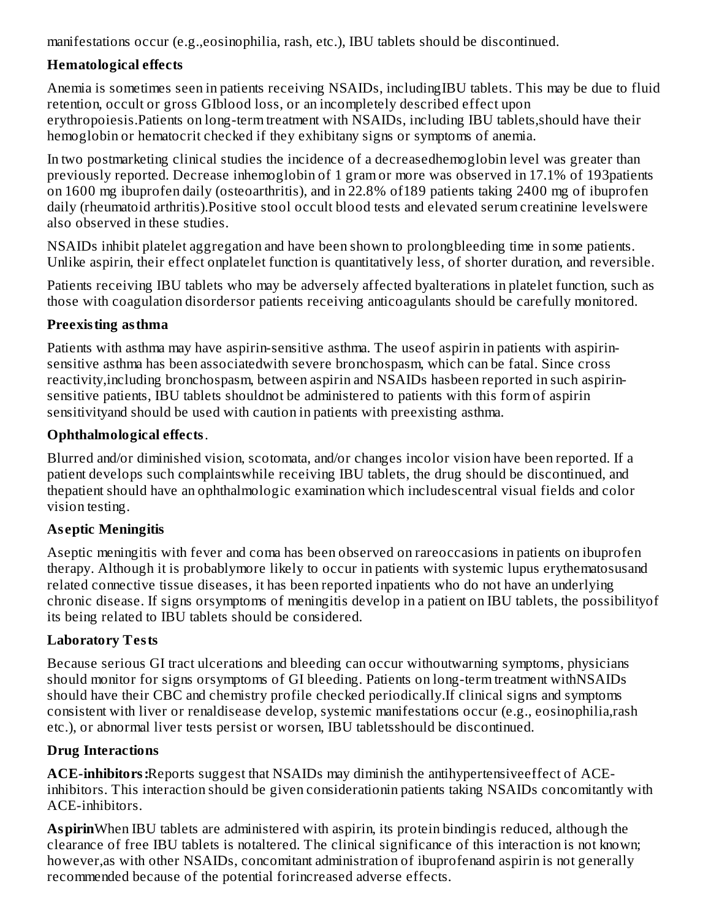manifestations occur (e.g.,eosinophilia, rash, etc.), IBU tablets should be discontinued.

**Hematological effects**

Anemia is sometimes seen in patients receiving NSAIDs, includingIBU tablets. This may be due to fluid retention, occult or gross GIblood loss, or an incompletely described effect upon erythropoiesis.Patients on long-term treatment with NSAIDs, including IBU tablets,should have their hemoglobin or hematocrit checked if they exhibitany signs or symptoms of anemia.

In two postmarketing clinical studies the incidence of a decreasedhemoglobin level was greater than previously reported. Decrease inhemoglobin of 1 gram or more was observed in 17.1% of 193patients on 1600 mg ibuprofen daily (osteoarthritis), and in 22.8% of189 patients taking 2400 mg of ibuprofen daily (rheumatoid arthritis).Positive stool occult blood tests and elevated serum creatinine levelswere also observed in these studies.

NSAIDs inhibit platelet aggregation and have been shown to prolongbleeding time in some patients. Unlike aspirin, their effect onplatelet function is quantitatively less, of shorter duration, and reversible.

Patients receiving IBU tablets who may be adversely affected byalterations in platelet function, such as those with coagulation disordersor patients receiving anticoagulants should be carefully monitored.

**Preexisting asthma**

Patients with asthma may have aspirin-sensitive asthma. The useof aspirin in patients with aspirin-sensitive asthma has been associatedwith severe bronchospasm, which can be fatal. Since cross reactivity,including bronchospasm, between aspirin and NSAIDs hasbeen reported in such aspirin-sensitive patients, IBU tablets shouldnot be administered to patients with this form of aspirin sensitivityand should be used with caution in patients with preexisting asthma.

**Ophthalmological effects**.

Blurred and/or diminished vision, scotomata, and/or changes incolor vision have been reported. If a patient develops such complaintswhile receiving IBU tablets, the drug should be discontinued, and thepatient should have an ophthalmologic examination which includescentral visual fields and color vision testing.

**Aseptic Meningitis**

Aseptic meningitis with fever and coma has been observed on rareoccasions in patients on ibuprofen therapy. Although it is probablymore likely to occur in patients with systemic lupus erythematosusand related connective tissue diseases, it has been reported inpatients who do not have an underlying chronic disease. If signs orsymptoms of meningitis develop in a patient on IBU tablets, the possibilityof its being related to IBU tablets should be considered.

**Laboratory Tests**

Because serious GI tract ulcerations and bleeding can occur withoutwarning symptoms, physicians should monitor for signs orsymptoms of GI bleeding. Patients on long-term treatment withNSAIDs should have their CBC and chemistry profile checked periodically.If clinical signs and symptoms consistent with liver or renaldisease develop, systemic manifestations occur (e.g., eosinophilia,rash etc.), or abnormal liver tests persist or worsen, IBU tabletsshould be discontinued.

**Drug Interactions**

**ACE-inhibitors:**Reports suggest that NSAIDs may diminish the antihypertensiveeffect of ACE-inhibitors. This interaction should be given considerationin patients taking NSAIDs concomitantly with ACE-inhibitors.

**Aspirin**When IBU tablets are administered with aspirin, its protein bindingis reduced, although the clearance of free IBU tablets is notaltered. The clinical significance of this interaction is not known; however,as with other NSAIDs, concomitant administration of ibuprofenand aspirin is not generally recommended because of the potential forincreased adverse effects.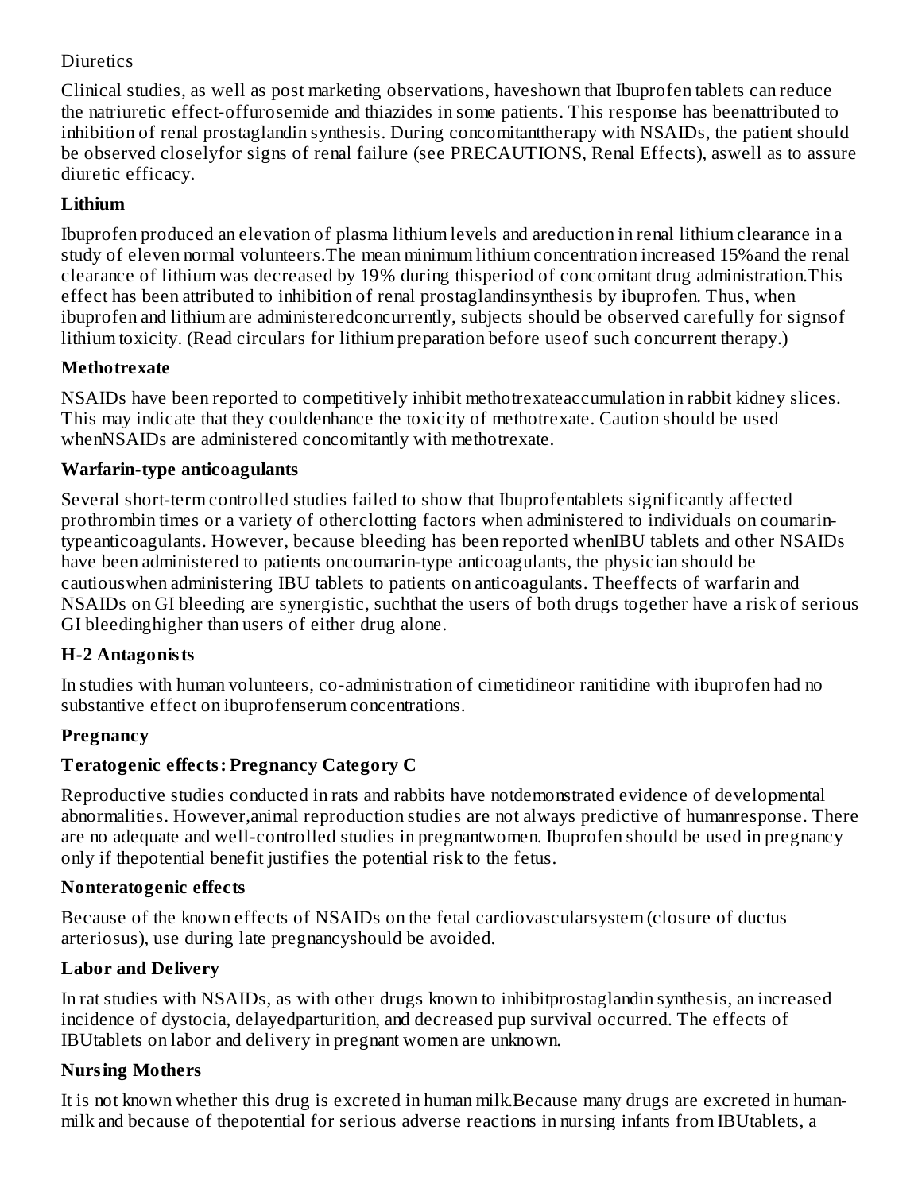Diuretics

Clinical studies, as well as post marketing observations, haveshown that Ibuprofen tablets can reduce the natriuretic effect-offurosemide and thiazides in some patients. This response has beenattributed to inhibition of renal prostaglandin synthesis. During concomitanttherapy with NSAIDs, the patient should be observed closelyfor signs of renal failure (see PRECAUTIONS, Renal Effects), aswell as to assure diuretic efficacy.

**Lithium**

Ibuprofen produced an elevation of plasma lithium levels and areduction in renal lithium clearance in a study of eleven normal volunteers.The mean minimum lithium concentration increased 15%and the renal clearance of lithium was decreased by 19% during thisperiod of concomitant drug administration.This effect has been attributed to inhibition of renal prostaglandinsynthesis by ibuprofen. Thus, when ibuprofen and lithium are administeredconcurrently, subjects should be observed carefully for signsof lithium toxicity. (Read circulars for lithium preparation before useof such concurrent therapy.)

**Methotrexate**

NSAIDs have been reported to competitively inhibit methotrexateaccumulation in rabbit kidney slices. This may indicate that they couldenhance the toxicity of methotrexate. Caution should be used whenNSAIDs are administered concomitantly with methotrexate.

**Warfarin-type anticoagulants**

Several short-term controlled studies failed to show that Ibuprofentablets significantly affected prothrombin times or a variety of otherclotting factors when administered to individuals on coumarin-typeanticoagulants. However, because bleeding has been reported whenIBU tablets and other NSAIDs have been administered to patients oncoumarin-type anticoagulants, the physician should be cautiouswhen administering IBU tablets to patients on anticoagulants. Theeffects of warfarin and NSAIDs on GI bleeding are synergistic, suchthat the users of both drugs together have a risk of serious GI bleedinghigher than users of either drug alone.

**H-2 Antagonists**

In studies with human volunteers, co-administration of cimetidineor ranitidine with ibuprofen had no substantive effect on ibuprofenserum concentrations.

**Pregnancy**

**Teratogenic effects: Pregnancy Category C**

Reproductive studies conducted in rats and rabbits have notdemonstrated evidence of developmental abnormalities. However,animal reproduction studies are not always predictive of humanresponse. There are no adequate and well-controlled studies in pregnantwomen. Ibuprofen should be used in pregnancy only if thepotential benefit justifies the potential risk to the fetus.

**Nonteratogenic effects**

Because of the known effects of NSAIDs on the fetal cardiovascularsystem (closure of ductus arteriosus), use during late pregnancyshould be avoided.

**Labor and Delivery**

In rat studies with NSAIDs, as with other drugs known to inhibitprostaglandin synthesis, an increased incidence of dystocia, delayedparturition, and decreased pup survival occurred. The effects of IBUtablets on labor and delivery in pregnant women are unknown.

**Nursing Mothers**

It is not known whether this drug is excreted in human milk.Because many drugs are excreted in human-milk and because of thepotential for serious adverse reactions in nursing infants from IBUtablets, a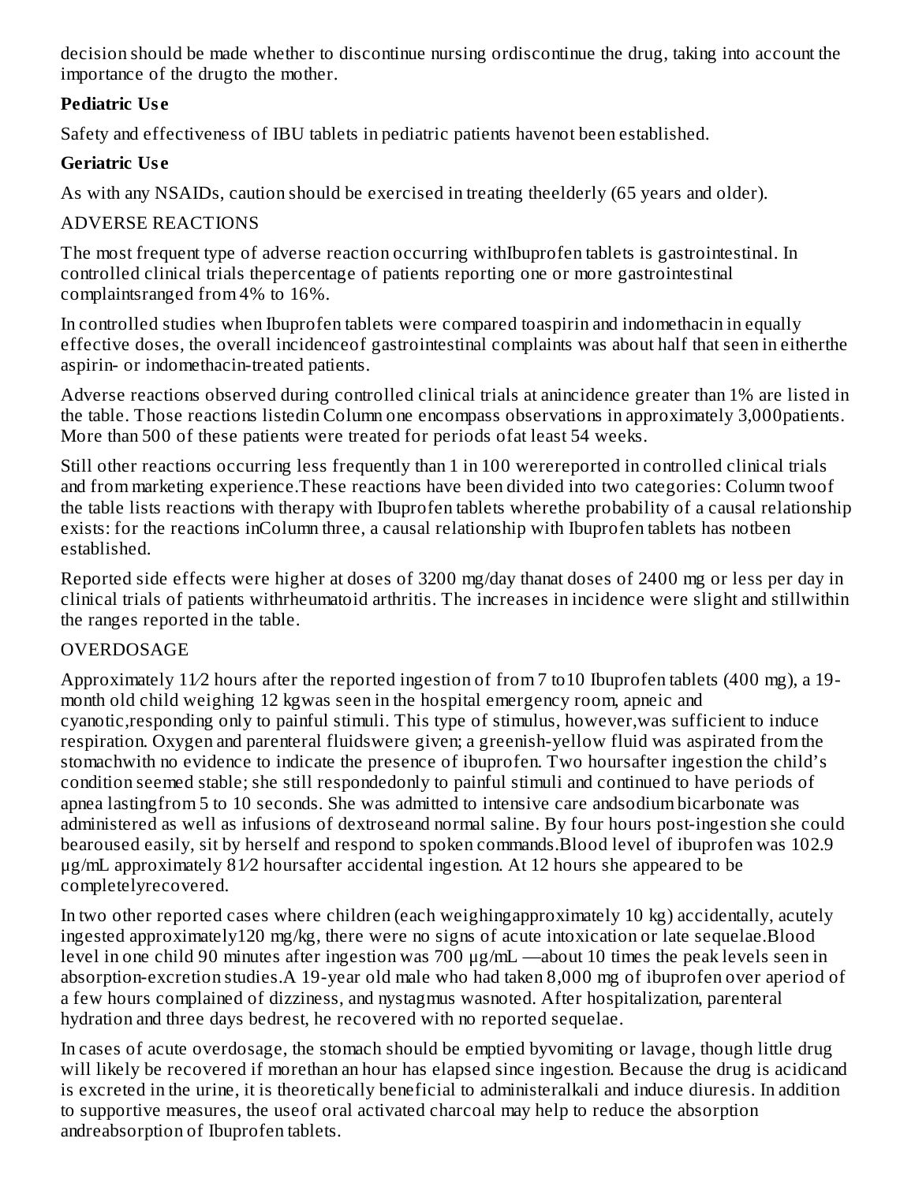decision should be made whether to discontinue nursing ordiscontinue the drug, taking into account the importance of the drugto the mother.

**Pediatric Use**

Safety and effectiveness of IBU tablets in pediatric patients havenot been established.

**Geriatric Use**

As with any NSAIDs, caution should be exercised in treating theelderly (65 years and older).

ADVERSE REACTIONS

The most frequent type of adverse reaction occurring withIbuprofen tablets is gastrointestinal. In controlled clinical trials thepercentage of patients reporting one or more gastrointestinal complaintsranged from 4% to 16%.

In controlled studies when Ibuprofen tablets were compared toaspirin and indomethacin in equally effective doses, the overall incidenceof gastrointestinal complaints was about half that seen in eitherthe aspirin- or indomethacin-treated patients.

Adverse reactions observed during controlled clinical trials at anincidence greater than 1% are listed in the table. Those reactions listedin Column one encompass observations in approximately 3,000patients. More than 500 of these patients were treated for periods ofat least 54 weeks.

Still other reactions occurring less frequently than 1 in 100 werereported in controlled clinical trials and from marketing experience.These reactions have been divided into two categories: Column twoof the table lists reactions with therapy with Ibuprofen tablets wherethe probability of a causal relationship exists: for the reactions inColumn three, a causal relationship with Ibuprofen tablets has notbeen established.

Reported side effects were higher at doses of 3200 mg/day thanat doses of 2400 mg or less per day in clinical trials of patients withrheumatoid arthritis. The increases in incidence were slight and stillwithin the ranges reported in the table.

OVERDOSAGE

Approximately 11⁄2 hours after the reported ingestion of from 7 to10 Ibuprofen tablets (400 mg), a 19-month old child weighing 12 kgwas seen in the hospital emergency room, apneic and cyanotic,responding only to painful stimuli. This type of stimulus, however,was sufficient to induce respiration. Oxygen and parenteral fluidswere given; a greenish-yellow fluid was aspirated from the stomachwith no evidence to indicate the presence of ibuprofen. Two hoursafter ingestion the child's condition seemed stable; she still respondedonly to painful stimuli and continued to have periods of apnea lastingfrom 5 to 10 seconds. She was admitted to intensive care andsodium bicarbonate was administered as well as infusions of dextroseand normal saline. By four hours post-ingestion she could bearoused easily, sit by herself and respond to spoken commands.Blood level of ibuprofen was 102.9 µg/mL approximately 81⁄2 hoursafter accidental ingestion. At 12 hours she appeared to be completelyrecovered.

In two other reported cases where children (each weighingapproximately 10 kg) accidentally, acutely ingested approximately120 mg/kg, there were no signs of acute intoxication or late sequelae.Blood level in one child 90 minutes after ingestion was 700 µg/mL —about 10 times the peak levels seen in absorption-excretion studies.A 19-year old male who had taken 8,000 mg of ibuprofen over aperiod of a few hours complained of dizziness, and nystagmus wasnoted. After hospitalization, parenteral hydration and three days bedrest, he recovered with no reported sequelae.

In cases of acute overdosage, the stomach should be emptied byvomiting or lavage, though little drug will likely be recovered if morethan an hour has elapsed since ingestion. Because the drug is acidicand is excreted in the urine, it is theoretically beneficial to administeralkali and induce diuresis. In addition to supportive measures, the useof oral activated charcoal may help to reduce the absorption andreabsorption of Ibuprofen tablets.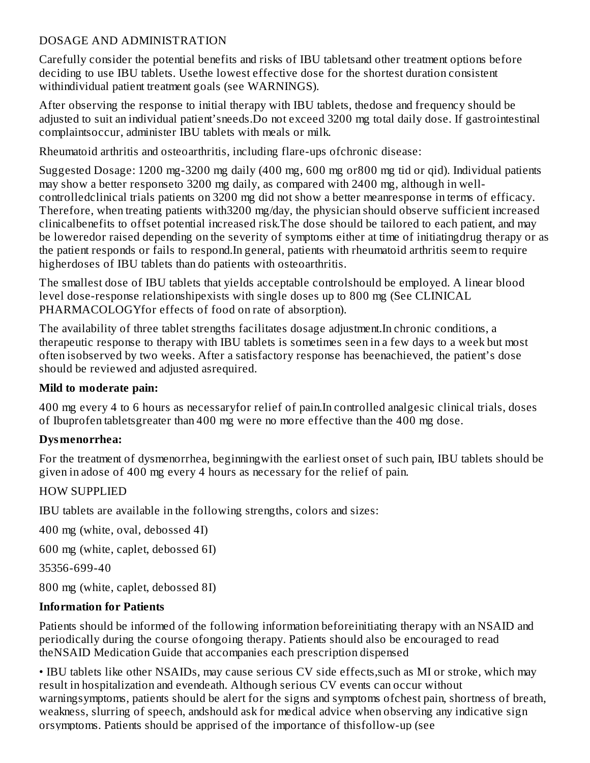## DOSAGE AND ADMINISTRATION

Carefully consider the potential benefits and risks of IBU tabletsand other treatment options before deciding to use IBU tablets. Usethe lowest effective dose for the shortest duration consistent withindividual patient treatment goals (see WARNINGS).

After observing the response to initial therapy with IBU tablets, thedose and frequency should be adjusted to suit an individual patient'sneeds.Do not exceed 3200 mg total daily dose. If gastrointestinal complaintsoccur, administer IBU tablets with meals or milk.

Rheumatoid arthritis and osteoarthritis, including flare-ups ofchronic disease:

Suggested Dosage: 1200 mg-3200 mg daily (400 mg, 600 mg or800 mg tid or qid). Individual patients may show a better responseto 3200 mg daily, as compared with 2400 mg, although in well-controlledclinical trials patients on 3200 mg did not show a better meanresponse in terms of efficacy. Therefore, when treating patients with3200 mg/day, the physician should observe sufficient increased clinicalbenefits to offset potential increased risk.The dose should be tailored to each patient, and may be loweredor raised depending on the severity of symptoms either at time of initiatingdrug therapy or as the patient responds or fails to respond.In general, patients with rheumatoid arthritis seem to require higherdoses of IBU tablets than do patients with osteoarthritis.

The smallest dose of IBU tablets that yields acceptable controlshould be employed. A linear blood level dose-response relationshipexists with single doses up to 800 mg (See CLINICAL PHARMACOLOGYfor effects of food on rate of absorption).

The availability of three tablet strengths facilitates dosage adjustment.In chronic conditions, a therapeutic response to therapy with IBU tablets is sometimes seen in a few days to a week but most often isobserved by two weeks. After a satisfactory response has beenachieved, the patient's dose should be reviewed and adjusted asrequired.

**Mild to moderate pain:**

400 mg every 4 to 6 hours as necessaryfor relief of pain.In controlled analgesic clinical trials, doses of Ibuprofen tabletsgreater than 400 mg were no more effective than the 400 mg dose.

**Dysmenorrhea:**

For the treatment of dysmenorrhea, beginningwith the earliest onset of such pain, IBU tablets should be given in adose of 400 mg every 4 hours as necessary for the relief of pain.

## HOW SUPPLIED

IBU tablets are available in the following strengths, colors and sizes:

400 mg (white, oval, debossed 4I)

600 mg (white, caplet, debossed 6I)

35356-699-40

800 mg (white, caplet, debossed 8I)

**Information for Patients**

Patients should be informed of the following information beforeinitiating therapy with an NSAID and periodically during the course ofongoing therapy. Patients should also be encouraged to read theNSAID Medication Guide that accompanies each prescription dispensed

• IBU tablets like other NSAIDs, may cause serious CV side effects,such as MI or stroke, which may result in hospitalization and evendeath. Although serious CV events can occur without warningsymptoms, patients should be alert for the signs and symptoms ofchest pain, shortness of breath, weakness, slurring of speech, andshould ask for medical advice when observing any indicative sign orsymptoms. Patients should be apprised of the importance of thisfollow-up (see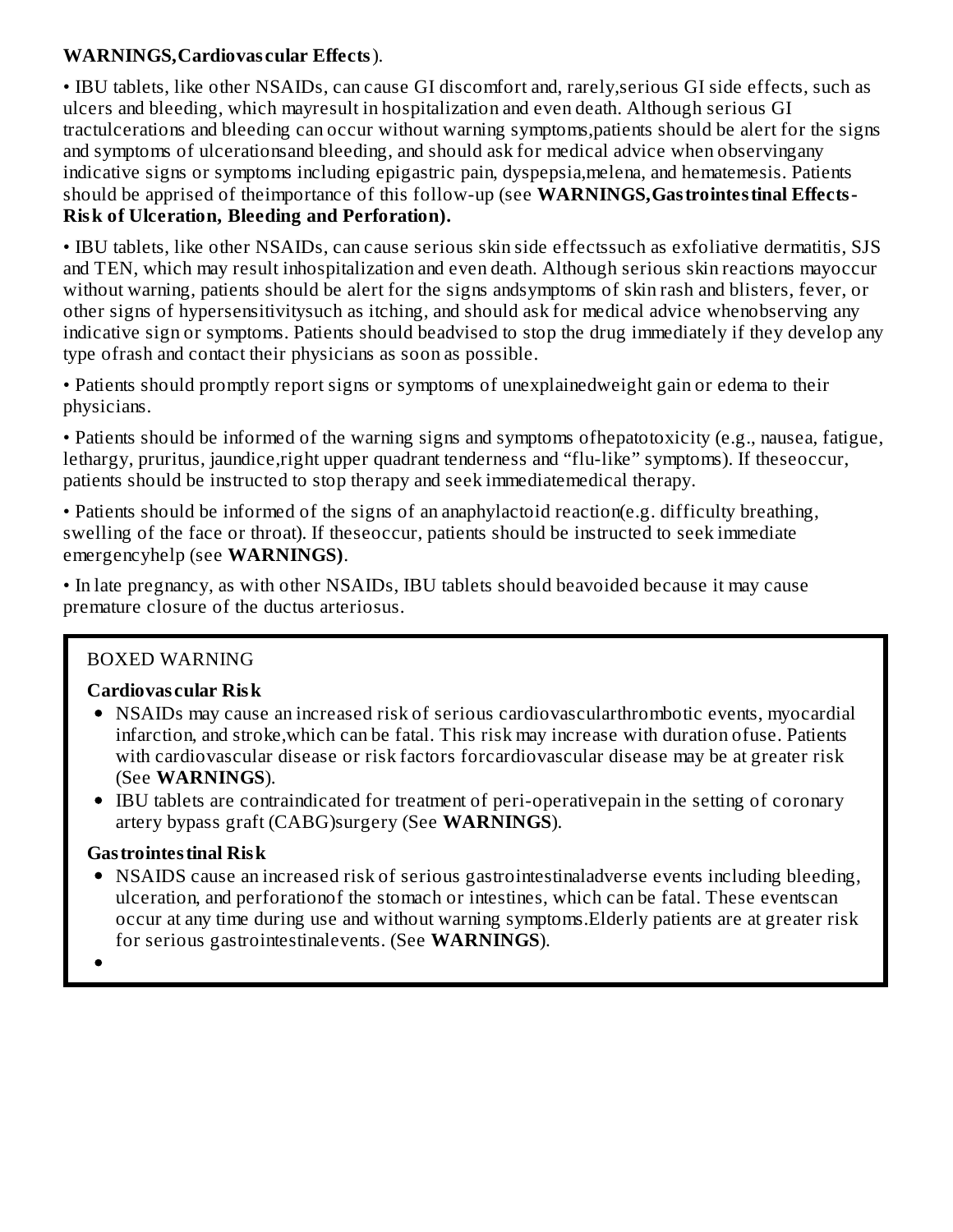**WARNINGS, Cardiovascular Effects**).

• IBU tablets, like other NSAIDs, can cause GI discomfort and, rarely,serious GI side effects, such as ulcers and bleeding, which mayresult in hospitalization and even death. Although serious GI tractulcerations and bleeding can occur without warning symptoms,patients should be alert for the signs and symptoms of ulcerationsand bleeding, and should ask for medical advice when observingany indicative signs or symptoms including epigastric pain, dyspepsia,melena, and hematemesis. Patients should be apprised of theimportance of this follow-up (see **WARNINGS, Gastrointestinal Effects-Risk of Ulceration, Bleeding and Perforation).**

• IBU tablets, like other NSAIDs, can cause serious skin side effectssuch as exfoliative dermatitis, SJS and TEN, which may result inhospitalization and even death. Although serious skin reactions mayoccur without warning, patients should be alert for the signs andsymptoms of skin rash and blisters, fever, or other signs of hypersensitivitysuch as itching, and should ask for medical advice whenobserving any indicative sign or symptoms. Patients should beadvised to stop the drug immediately if they develop any type ofrash and contact their physicians as soon as possible.

• Patients should promptly report signs or symptoms of unexplainedweight gain or edema to their physicians.

• Patients should be informed of the warning signs and symptoms ofhepatotoxicity (e.g., nausea, fatigue, lethargy, pruritus, jaundice,right upper quadrant tenderness and "flu-like" symptoms). If theseoccur, patients should be instructed to stop therapy and seek immediatemedical therapy.

• Patients should be informed of the signs of an anaphylactoid reaction(e.g. difficulty breathing, swelling of the face or throat). If theseoccur, patients should be instructed to seek immediate emergencyhelp (see **WARNINGS)**.

• In late pregnancy, as with other NSAIDs, IBU tablets should beavoided because it may cause premature closure of the ductus arteriosus.

BOXED WARNING

**Cardiovascular Risk**

- NSAIDs may cause an increased risk of serious cardiovascularthrombotic events, myocardial infarction, and stroke,which can be fatal. This risk may increase with duration ofuse. Patients with cardiovascular disease or risk factors forcardiovascular disease may be at greater risk (See **WARNINGS**).
- IBU tablets are contraindicated for treatment of peri-operativepain in the setting of coronary artery bypass graft (CABG)surgery (See **WARNINGS**).

**Gastrointestinal Risk**

- NSAIDS cause an increased risk of serious gastrointestinaladverse events including bleeding, ulceration, and perforationof the stomach or intestines, which can be fatal. These eventscan occur at any time during use and without warning symptoms.Elderly patients are at greater risk for serious gastrointestinalevents. (See **WARNINGS**).
-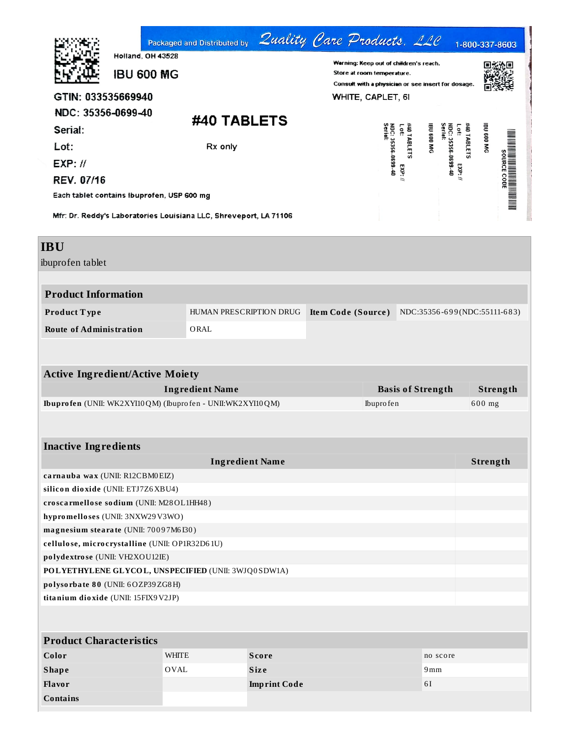Packaged and Distributed by Quality Care Products, LLC 1-800-337-8603

Holland, OH 43528

IBU 600 MG

GTIN: 033535669940

NDC: 35356-0699-40

Serial:

Lot:

EXP: //

REV. 07/16

#40 TABLETS

Rx only

Warning: Keep out of children's reach.

Store at room temperature.

Consult with a physician or see insert for dosage.

WHITE, CAPLET, 6I

Each tablet contains Ibuprofen, USP 600 mg

Mfr: Dr. Reddy's Laboratories Louisiana LLC, Shreveport, LA 71106

IBU 600 MG #40 TABLETS NDC: 35356-0699-40 Lot: Serial: EXP: //

IBU 600 MG #40 TABLETS NDC: 35356-0699-40 Lot: Serial: EXP: //

SOURCE CODE

# IBU

ibuprofen tablet

| Product Information | | | |
|---|---|---|---|
| **Product Type** | HUMAN PRESCRIPTION DRUG | **Item Code (Source)** | NDC:35356-699(NDC:55111-683) |
| **Route of Administration** | ORAL | | |

| Active Ingredient/Active Moiety | | |
|---|---|---|
| **Ingredient Name** | **Basis of Strength** | **Strength** |
| **Ibuprofen** (UNII: WK2XYI10QM) (Ibuprofen - UNII:WK2XYI10QM) | Ibuprofen | 600 mg |

| Inactive Ingredients | |
|---|---|
| **Ingredient Name** | **Strength** |
| **carnauba wax** (UNII: R12CBM0EIZ) | |
| **silicon dioxide** (UNII: ETJ7Z6XBU4) | |
| **croscarmellose sodium** (UNII: M28OL1HH48) | |
| **hypromelloses** (UNII: 3NXW29V3WO) | |
| **magnesium stearate** (UNII: 70097M6I30) | |
| **cellulose, microcrystalline** (UNII: OP1R32D61U) | |
| **polydextrose** (UNII: VH2XOU12IE) | |
| **POLYETHYLENE GLYCOL, UNSPECIFIED** (UNII: 3WJQ0SDW1A) | |
| **polysorbate 80** (UNII: 6OZP39ZG8H) | |
| **titanium dioxide** (UNII: 15FIX9V2JP) | |

| Product Characteristics | | | |
|---|---|---|---|
| **Color** | WHITE | **Score** | no score |
| **Shape** | OVAL | **Size** | 9mm |
| **Flavor** | | **Imprint Code** | 6I |
| **Contains** | | | |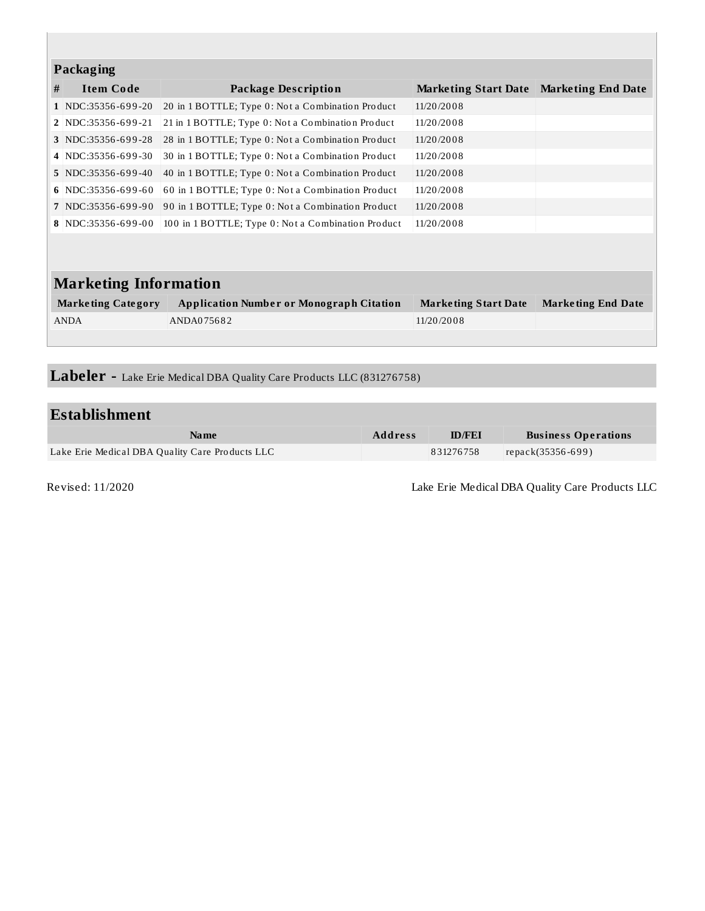### Packaging

| # | Item Code | Package Description | Marketing Start Date | Marketing End Date |
|---|---|---|---|---|
| 1 | NDC:35356-699-20 | 20 in 1 BOTTLE; Type 0: Not a Combination Product | 11/20/2008 | |
| 2 | NDC:35356-699-21 | 21 in 1 BOTTLE; Type 0: Not a Combination Product | 11/20/2008 | |
| 3 | NDC:35356-699-28 | 28 in 1 BOTTLE; Type 0: Not a Combination Product | 11/20/2008 | |
| 4 | NDC:35356-699-30 | 30 in 1 BOTTLE; Type 0: Not a Combination Product | 11/20/2008 | |
| 5 | NDC:35356-699-40 | 40 in 1 BOTTLE; Type 0: Not a Combination Product | 11/20/2008 | |
| 6 | NDC:35356-699-60 | 60 in 1 BOTTLE; Type 0: Not a Combination Product | 11/20/2008 | |
| 7 | NDC:35356-699-90 | 90 in 1 BOTTLE; Type 0: Not a Combination Product | 11/20/2008 | |
| 8 | NDC:35356-699-00 | 100 in 1 BOTTLE; Type 0: Not a Combination Product | 11/20/2008 | |

## Marketing Information

| Marketing Category | Application Number or Monograph Citation | Marketing Start Date | Marketing End Date |
|---|---|---|---|
| ANDA | ANDA075682 | 11/20/2008 | |

## Labeler - Lake Erie Medical DBA Quality Care Products LLC (831276758)

## Establishment

| Name | Address | ID/FEI | Business Operations |
|---|---|---|---|
| Lake Erie Medical DBA Quality Care Products LLC | | 831276758 | repack(35356-699) |

Revised: 11/2020

Lake Erie Medical DBA Quality Care Products LLC